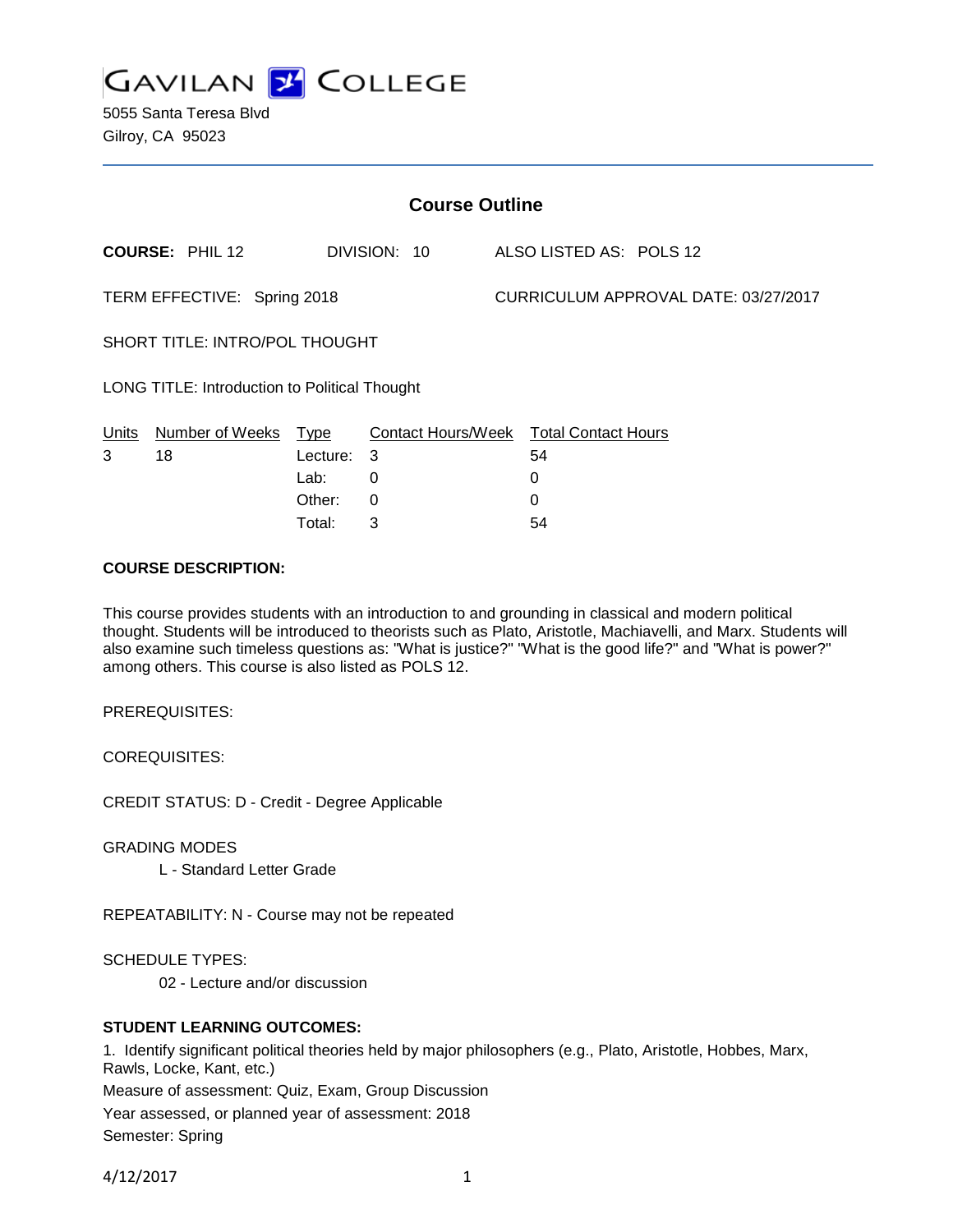# GAVILAN COLLEGE

5055 Santa Teresa Blvd
Gilroy, CA 95023

## Course Outline

**COURSE:** PHIL 12 DIVISION: 10 ALSO LISTED AS: POLS 12

TERM EFFECTIVE: Spring 2018 CURRICULUM APPROVAL DATE: 03/27/2017

SHORT TITLE: INTRO/POL THOUGHT

LONG TITLE: Introduction to Political Thought

| Units | Number of Weeks | Type | Contact Hours/Week | Total Contact Hours |
|---|---|---|---|---|
| 3 | 18 | Lecture: | 3 | 54 |
| | | Lab: | 0 | 0 |
| | | Other: | 0 | 0 |
| | | Total: | 3 | 54 |

**COURSE DESCRIPTION:**

This course provides students with an introduction to and grounding in classical and modern political thought. Students will be introduced to theorists such as Plato, Aristotle, Machiavelli, and Marx. Students will also examine such timeless questions as: "What is justice?" "What is the good life?" and "What is power?" among others. This course is also listed as POLS 12.

PREREQUISITES:

COREQUISITES:

CREDIT STATUS: D - Credit - Degree Applicable

GRADING MODES

L - Standard Letter Grade

REPEATABILITY: N - Course may not be repeated

SCHEDULE TYPES:

02 - Lecture and/or discussion

**STUDENT LEARNING OUTCOMES:**

1. Identify significant political theories held by major philosophers (e.g., Plato, Aristotle, Hobbes, Marx, Rawls, Locke, Kant, etc.)

Measure of assessment: Quiz, Exam, Group Discussion

Year assessed, or planned year of assessment: 2018

Semester: Spring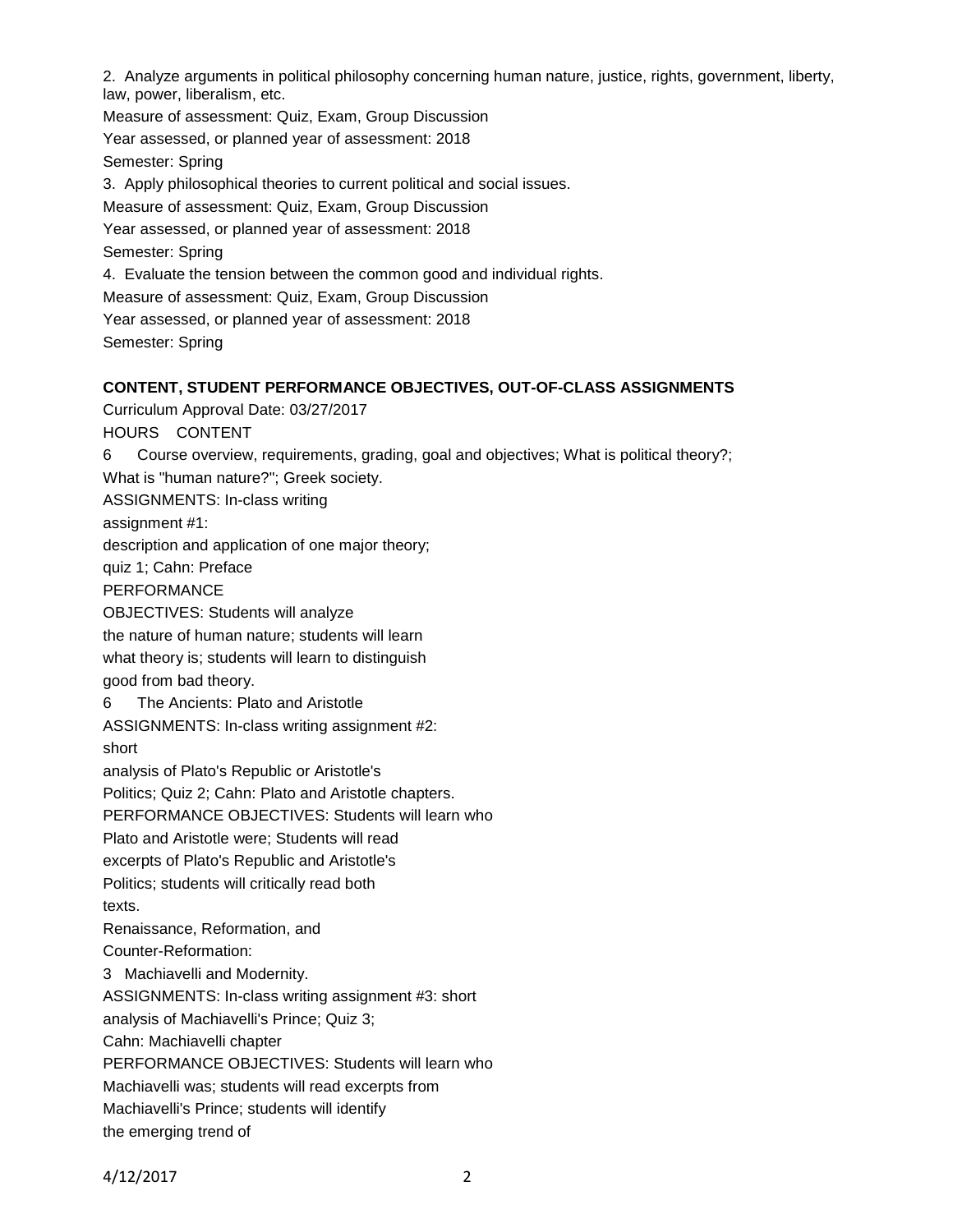2. Analyze arguments in political philosophy concerning human nature, justice, rights, government, liberty, law, power, liberalism, etc.

Measure of assessment: Quiz, Exam, Group Discussion

Year assessed, or planned year of assessment: 2018

Semester: Spring

3. Apply philosophical theories to current political and social issues.

Measure of assessment: Quiz, Exam, Group Discussion

Year assessed, or planned year of assessment: 2018

Semester: Spring

4. Evaluate the tension between the common good and individual rights.

Measure of assessment: Quiz, Exam, Group Discussion

Year assessed, or planned year of assessment: 2018

Semester: Spring

**CONTENT, STUDENT PERFORMANCE OBJECTIVES, OUT-OF-CLASS ASSIGNMENTS**

Curriculum Approval Date: 03/27/2017

HOURS CONTENT

6 Course overview, requirements, grading, goal and objectives; What is political theory?; What is "human nature?"; Greek society.

ASSIGNMENTS: In-class writing assignment #1: description and application of one major theory; quiz 1; Cahn: Preface

PERFORMANCE OBJECTIVES: Students will analyze the nature of human nature; students will learn what theory is; students will learn to distinguish good from bad theory.

6 The Ancients: Plato and Aristotle

ASSIGNMENTS: In-class writing assignment #2: short analysis of Plato's Republic or Aristotle's Politics; Quiz 2; Cahn: Plato and Aristotle chapters.

PERFORMANCE OBJECTIVES: Students will learn who Plato and Aristotle were; Students will read excerpts of Plato's Republic and Aristotle's Politics; students will critically read both texts.

Renaissance, Reformation, and Counter-Reformation:

3 Machiavelli and Modernity.

ASSIGNMENTS: In-class writing assignment #3: short analysis of Machiavelli's Prince; Quiz 3; Cahn: Machiavelli chapter

PERFORMANCE OBJECTIVES: Students will learn who Machiavelli was; students will read excerpts from Machiavelli's Prince; students will identify the emerging trend of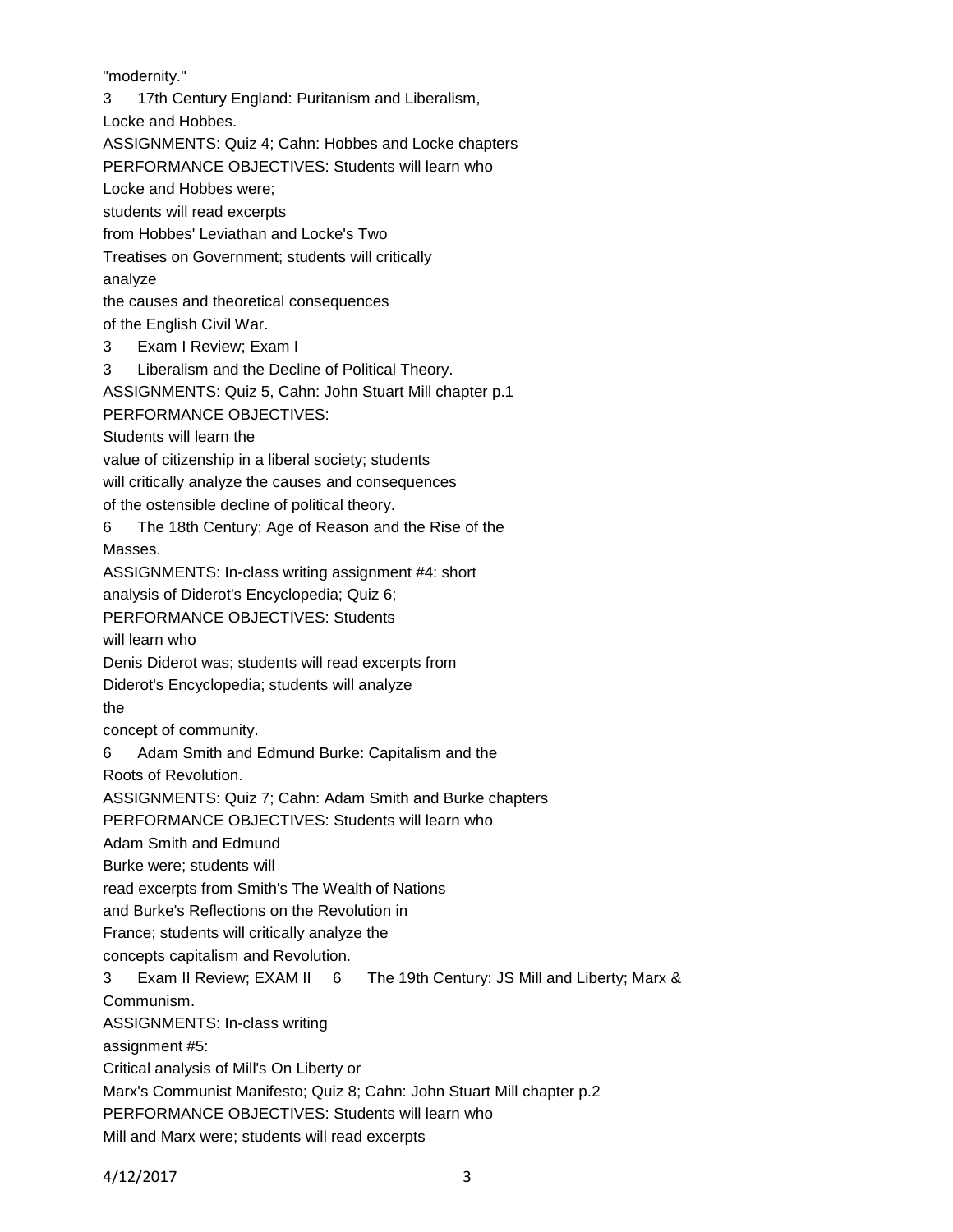"modernity."

3 17th Century England: Puritanism and Liberalism, Locke and Hobbes.

ASSIGNMENTS: Quiz 4; Cahn: Hobbes and Locke chapters

PERFORMANCE OBJECTIVES: Students will learn who Locke and Hobbes were; students will read excerpts from Hobbes' Leviathan and Locke's Two Treatises on Government; students will critically analyze the causes and theoretical consequences of the English Civil War.

3 Exam I Review; Exam I

3 Liberalism and the Decline of Political Theory.

ASSIGNMENTS: Quiz 5, Cahn: John Stuart Mill chapter p.1

PERFORMANCE OBJECTIVES: Students will learn the value of citizenship in a liberal society; students will critically analyze the causes and consequences of the ostensible decline of political theory.

6 The 18th Century: Age of Reason and the Rise of the Masses.

ASSIGNMENTS: In-class writing assignment #4: short analysis of Diderot's Encyclopedia; Quiz 6;

PERFORMANCE OBJECTIVES: Students will learn who Denis Diderot was; students will read excerpts from Diderot's Encyclopedia; students will analyze the concept of community.

6 Adam Smith and Edmund Burke: Capitalism and the Roots of Revolution.

ASSIGNMENTS: Quiz 7; Cahn: Adam Smith and Burke chapters

PERFORMANCE OBJECTIVES: Students will learn who Adam Smith and Edmund Burke were; students will read excerpts from Smith's The Wealth of Nations and Burke's Reflections on the Revolution in France; students will critically analyze the concepts capitalism and Revolution.

3 Exam II Review; EXAM II 6 The 19th Century: JS Mill and Liberty; Marx & Communism.

ASSIGNMENTS: In-class writing assignment #5: Critical analysis of Mill's On Liberty or Marx's Communist Manifesto; Quiz 8; Cahn: John Stuart Mill chapter p.2

PERFORMANCE OBJECTIVES: Students will learn who Mill and Marx were; students will read excerpts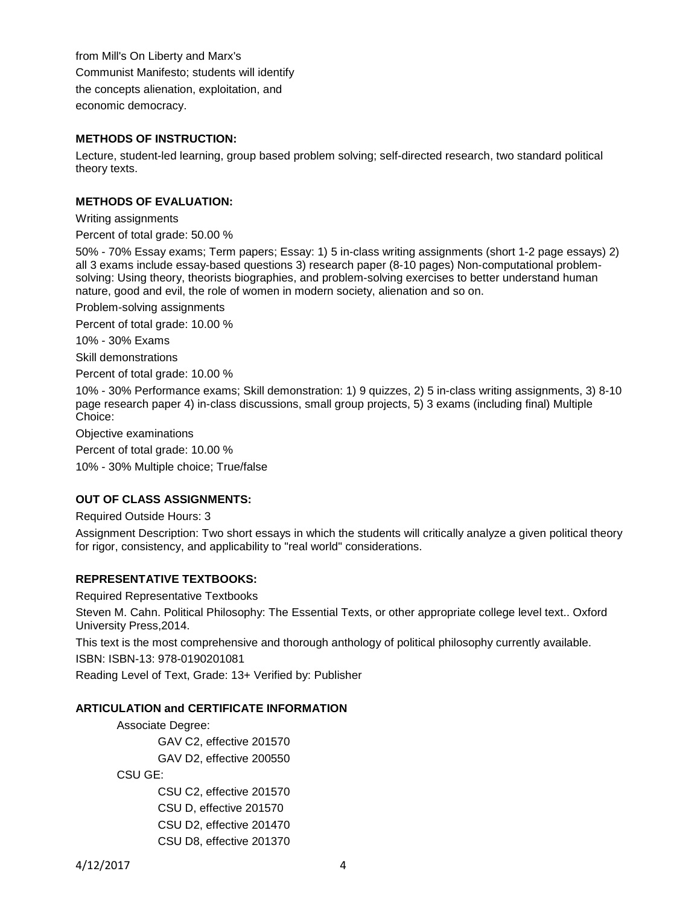from Mill's On Liberty and Marx's Communist Manifesto; students will identify the concepts alienation, exploitation, and economic democracy.

**METHODS OF INSTRUCTION:**

Lecture, student-led learning, group based problem solving; self-directed research, two standard political theory texts.

**METHODS OF EVALUATION:**

Writing assignments

Percent of total grade: 50.00 %

50% - 70% Essay exams; Term papers; Essay: 1) 5 in-class writing assignments (short 1-2 page essays) 2) all 3 exams include essay-based questions 3) research paper (8-10 pages) Non-computational problem-solving: Using theory, theorists biographies, and problem-solving exercises to better understand human nature, good and evil, the role of women in modern society, alienation and so on.

Problem-solving assignments

Percent of total grade: 10.00 %

10% - 30% Exams

Skill demonstrations

Percent of total grade: 10.00 %

10% - 30% Performance exams; Skill demonstration: 1) 9 quizzes, 2) 5 in-class writing assignments, 3) 8-10 page research paper 4) in-class discussions, small group projects, 5) 3 exams (including final) Multiple Choice:

Objective examinations

Percent of total grade: 10.00 %

10% - 30% Multiple choice; True/false

**OUT OF CLASS ASSIGNMENTS:**

Required Outside Hours: 3

Assignment Description: Two short essays in which the students will critically analyze a given political theory for rigor, consistency, and applicability to "real world" considerations.

**REPRESENTATIVE TEXTBOOKS:**

Required Representative Textbooks

Steven M. Cahn. Political Philosophy: The Essential Texts, or other appropriate college level text.. Oxford University Press,2014.

This text is the most comprehensive and thorough anthology of political philosophy currently available.

ISBN: ISBN-13: 978-0190201081

Reading Level of Text, Grade: 13+ Verified by: Publisher

**ARTICULATION and CERTIFICATE INFORMATION**

Associate Degree:
- GAV C2, effective 201570
- GAV D2, effective 200550

CSU GE:
- CSU C2, effective 201570
- CSU D, effective 201570
- CSU D2, effective 201470
- CSU D8, effective 201370

4/12/2017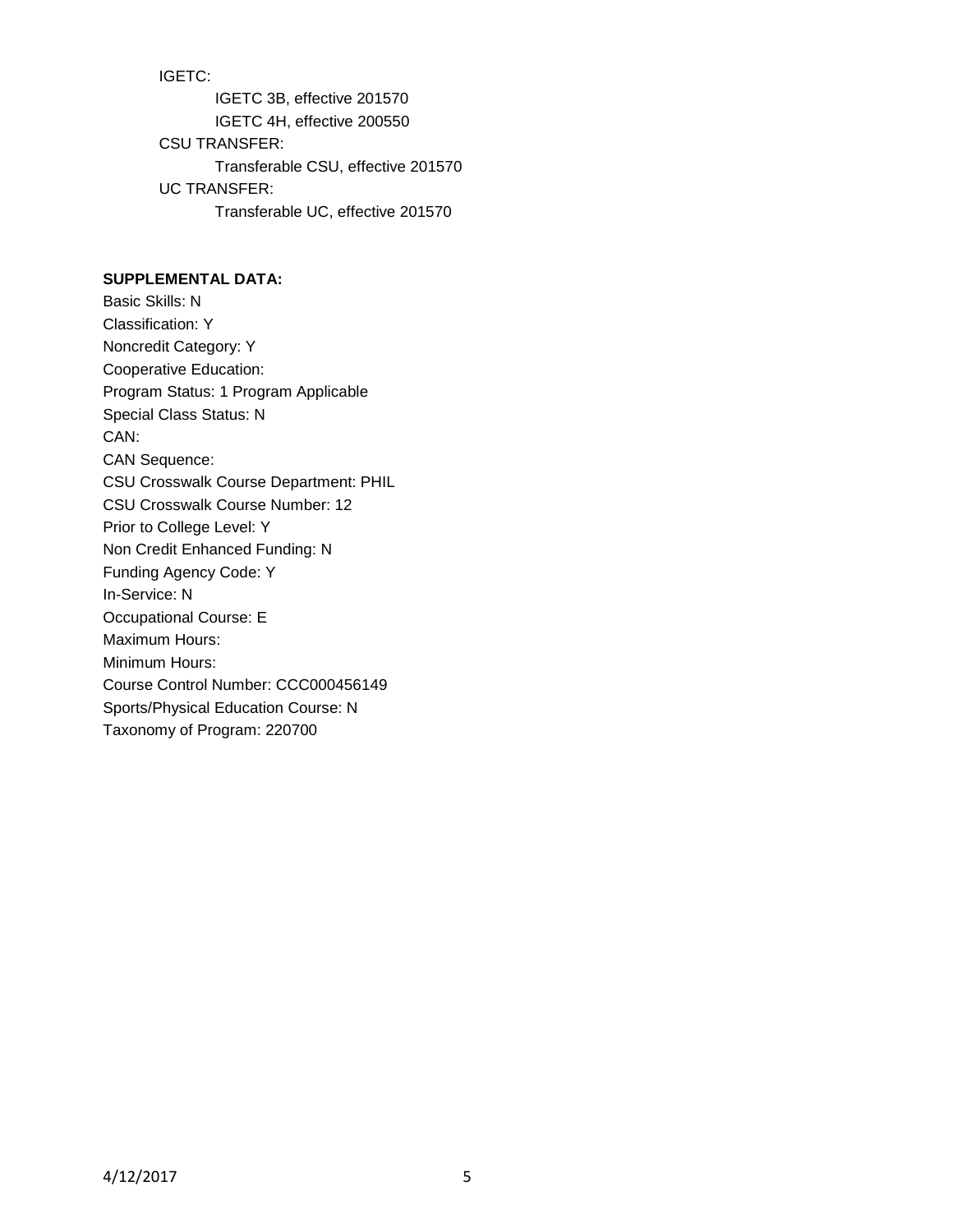IGETC:

IGETC 3B, effective 201570

IGETC 4H, effective 200550

CSU TRANSFER:

Transferable CSU, effective 201570

UC TRANSFER:

Transferable UC, effective 201570

**SUPPLEMENTAL DATA:**

Basic Skills: N
Classification: Y
Noncredit Category: Y
Cooperative Education:
Program Status: 1 Program Applicable
Special Class Status: N
CAN:
CAN Sequence:
CSU Crosswalk Course Department: PHIL
CSU Crosswalk Course Number: 12
Prior to College Level: Y
Non Credit Enhanced Funding: N
Funding Agency Code: Y
In-Service: N
Occupational Course: E
Maximum Hours:
Minimum Hours:
Course Control Number: CCC000456149
Sports/Physical Education Course: N
Taxonomy of Program: 220700